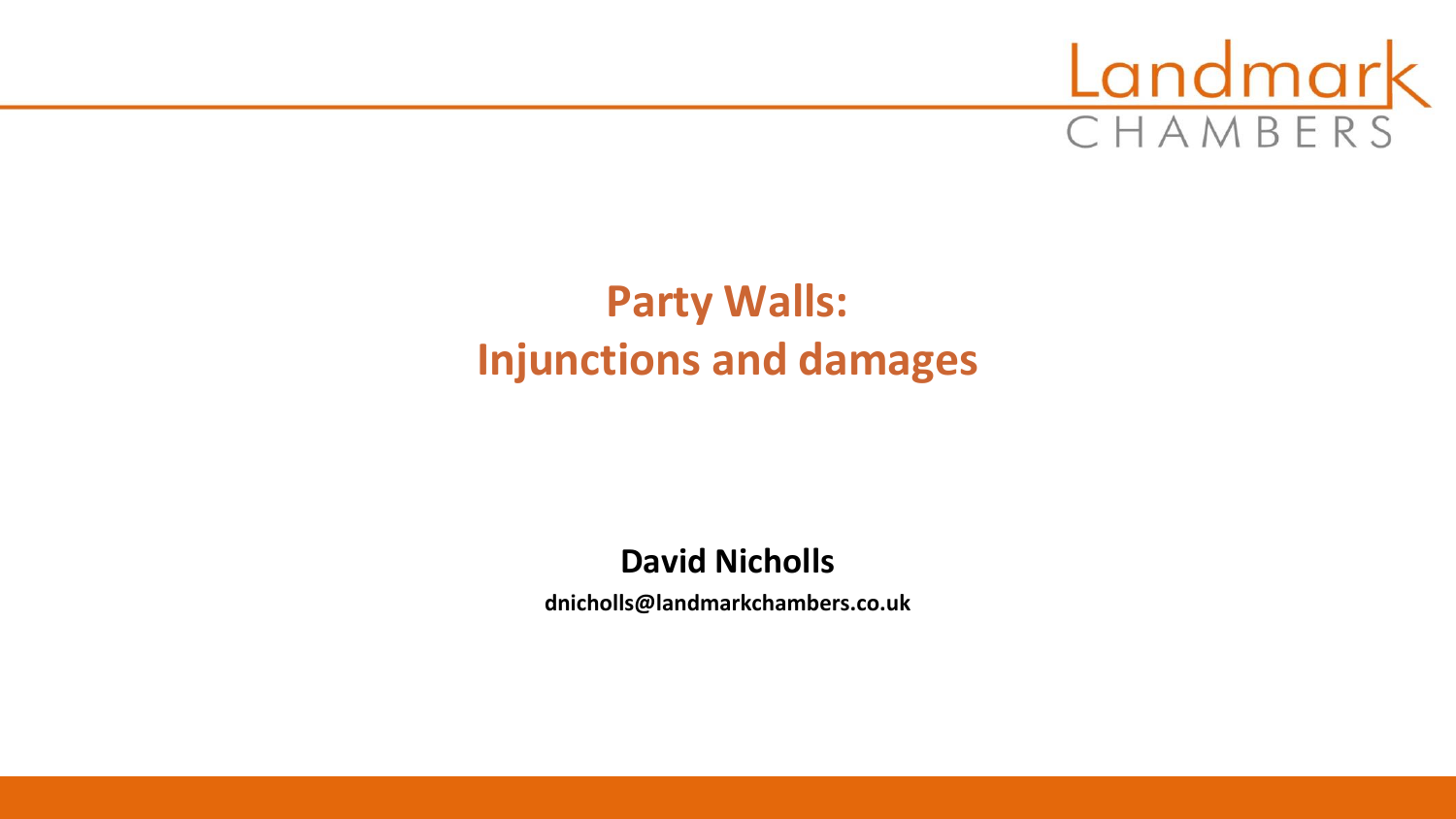Landmark CHAMBERS

# Party Walls:
# Injunctions and damages

**David Nicholls**

**dnicholls@landmarkchambers.co.uk**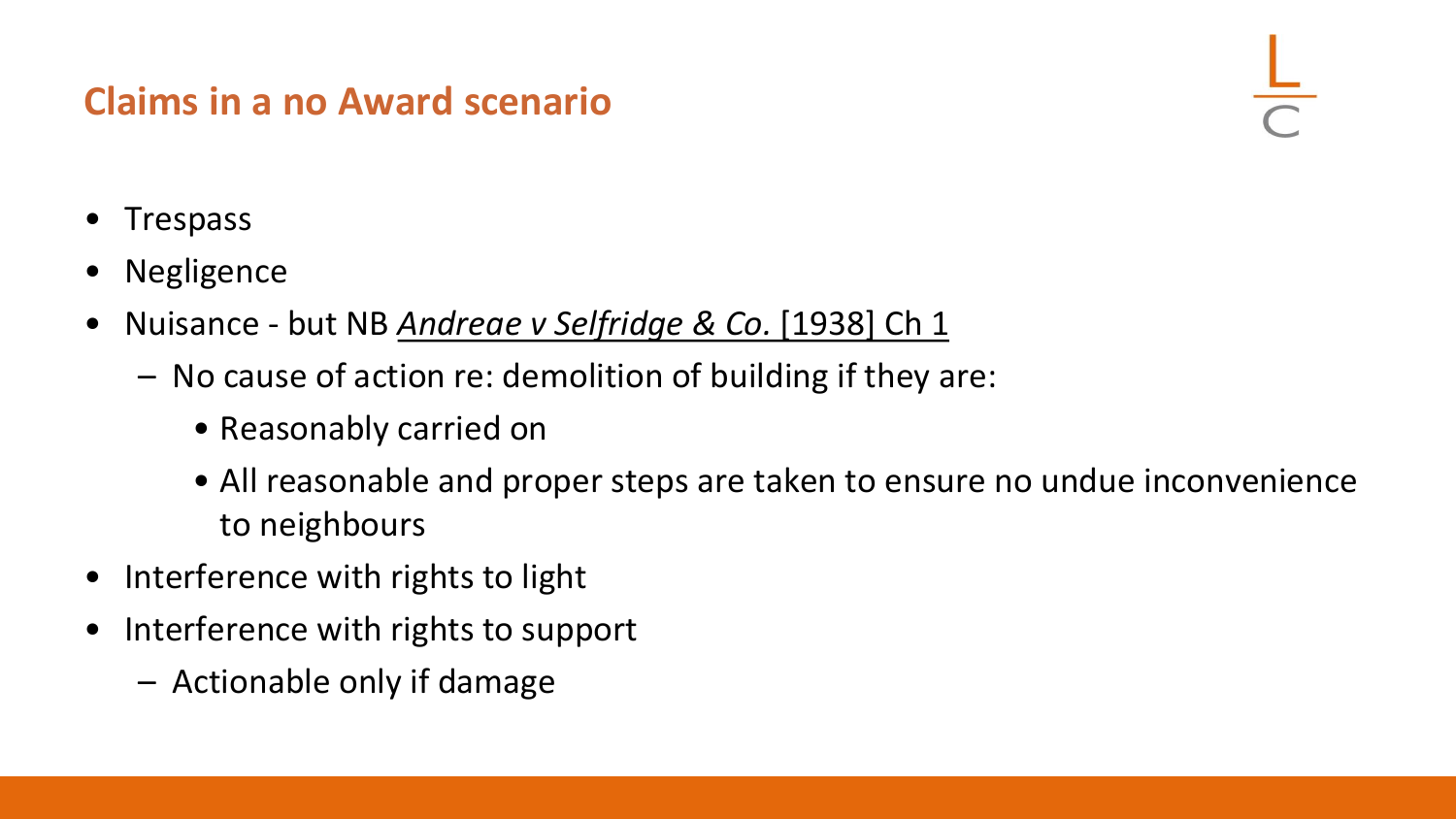## Claims in a no Award scenario

- Trespass
- Negligence
- Nuisance - but NB *Andreae v Selfridge & Co.* [1938] Ch 1
  - No cause of action re: demolition of building if they are:
    - Reasonably carried on
    - All reasonable and proper steps are taken to ensure no undue inconvenience to neighbours
- Interference with rights to light
- Interference with rights to support
  - Actionable only if damage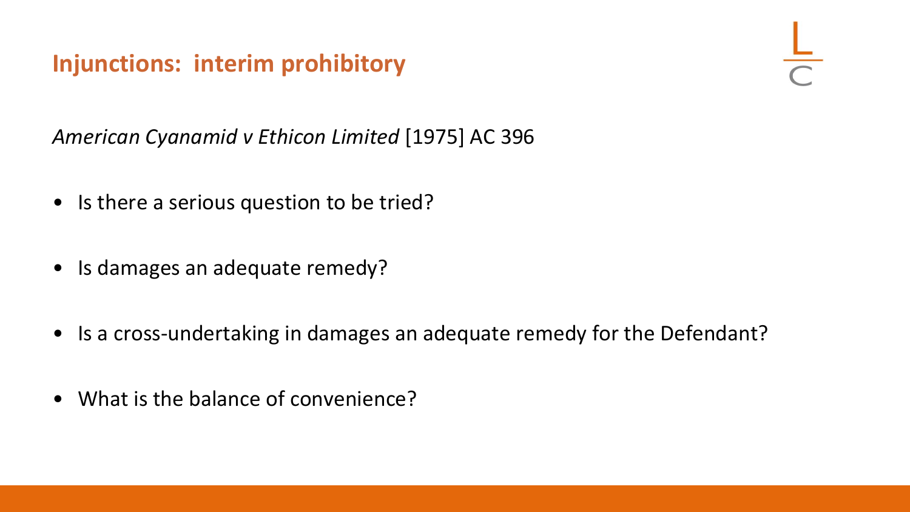## Injunctions: interim prohibitory

*American Cyanamid v Ethicon Limited* [1975] AC 396

- Is there a serious question to be tried?
- Is damages an adequate remedy?
- Is a cross-undertaking in damages an adequate remedy for the Defendant?
- What is the balance of convenience?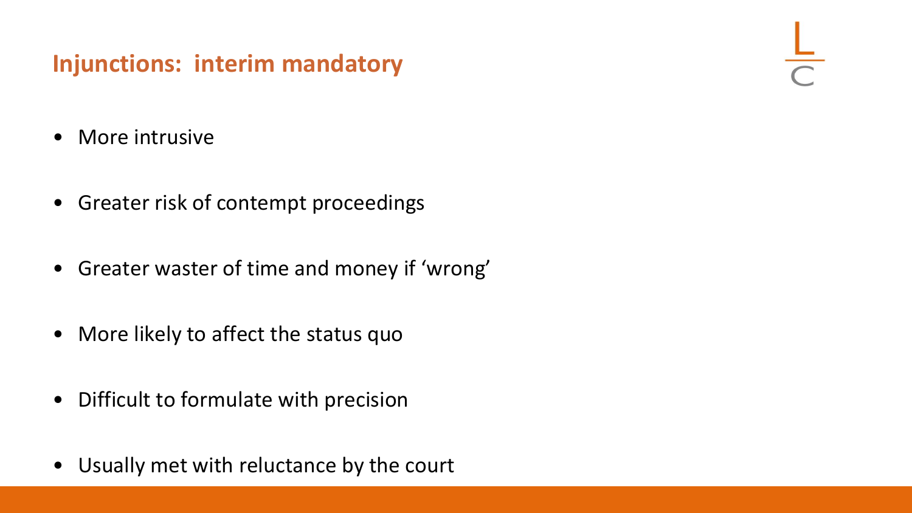## Injunctions: interim mandatory

- More intrusive
- Greater risk of contempt proceedings
- Greater waster of time and money if 'wrong'
- More likely to affect the status quo
- Difficult to formulate with precision
- Usually met with reluctance by the court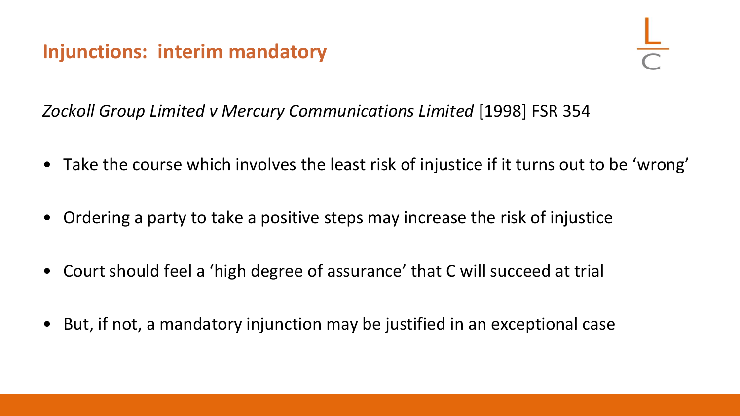## Injunctions: interim mandatory

*Zockoll Group Limited v Mercury Communications Limited* [1998] FSR 354

- Take the course which involves the least risk of injustice if it turns out to be 'wrong'
- Ordering a party to take a positive steps may increase the risk of injustice
- Court should feel a 'high degree of assurance' that C will succeed at trial
- But, if not, a mandatory injunction may be justified in an exceptional case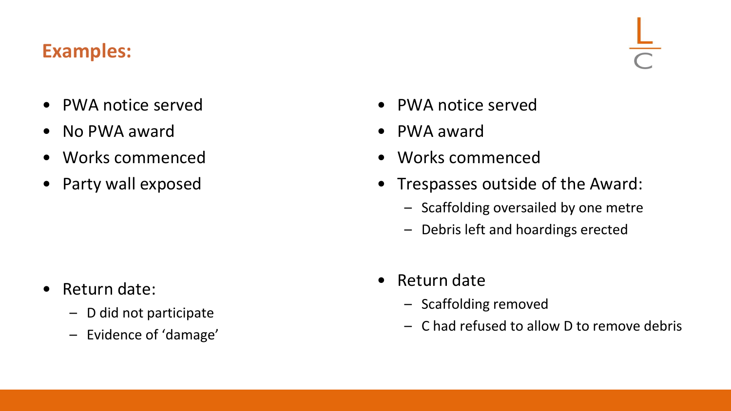## Examples:

- PWA notice served
- No PWA award
- Works commenced
- Party wall exposed

- Return date:
  - D did not participate
  - Evidence of 'damage'

- PWA notice served
- PWA award
- Works commenced
- Trespasses outside of the Award:
  - Scaffolding oversailed by one metre
  - Debris left and hoardings erected

- Return date
  - Scaffolding removed
  - C had refused to allow D to remove debris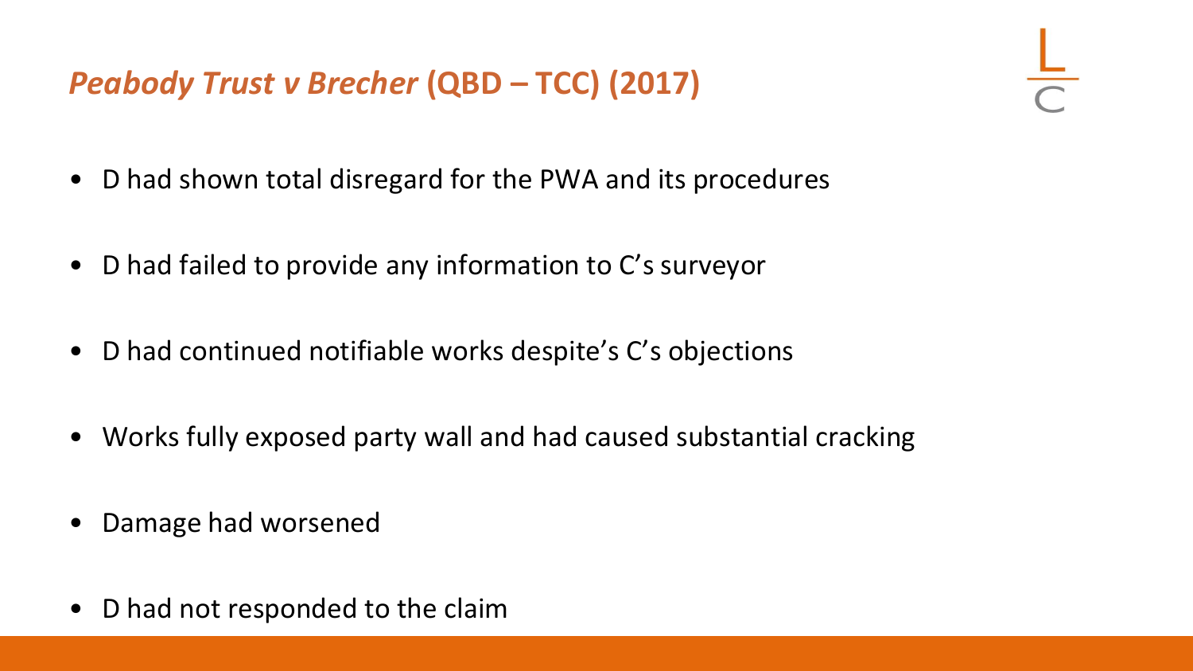## *Peabody Trust v Brecher* (QBD – TCC) (2017)

- D had shown total disregard for the PWA and its procedures
- D had failed to provide any information to C's surveyor
- D had continued notifiable works despite's C's objections
- Works fully exposed party wall and had caused substantial cracking
- Damage had worsened
- D had not responded to the claim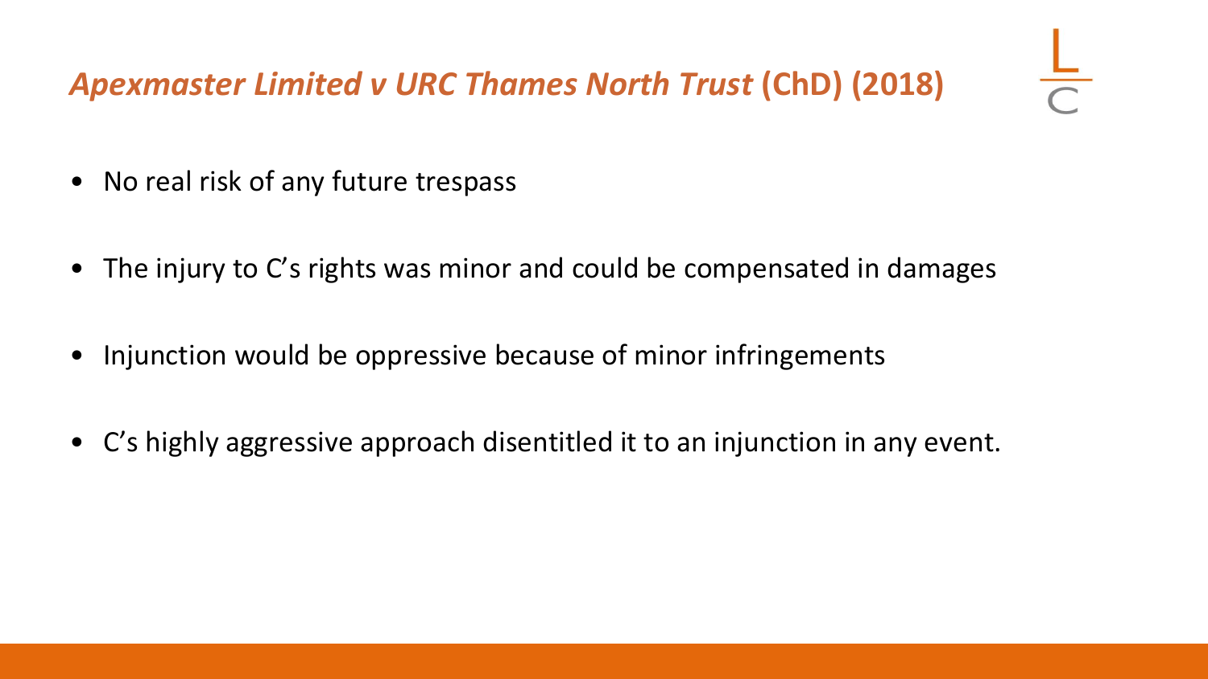## *Apexmaster Limited v URC Thames North Trust* (ChD) (2018)

- No real risk of any future trespass
- The injury to C's rights was minor and could be compensated in damages
- Injunction would be oppressive because of minor infringements
- C's highly aggressive approach disentitled it to an injunction in any event.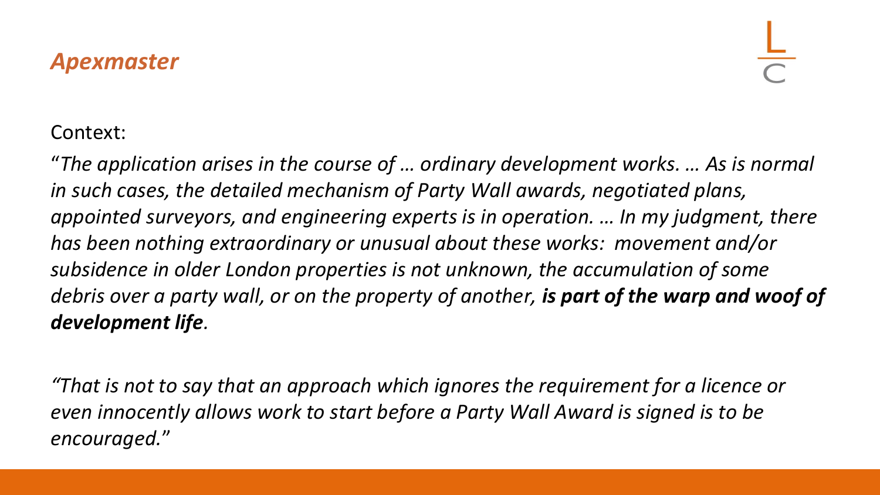## *Apexmaster*

Context:

"*The application arises in the course of … ordinary development works. … As is normal in such cases, the detailed mechanism of Party Wall awards, negotiated plans, appointed surveyors, and engineering experts is in operation. … In my judgment, there has been nothing extraordinary or unusual about these works: movement and/or subsidence in older London properties is not unknown, the accumulation of some debris over a party wall, or on the property of another,* ***is part of the warp and woof of development life****.*

*"That is not to say that an approach which ignores the requirement for a licence or even innocently allows work to start before a Party Wall Award is signed is to be encouraged."*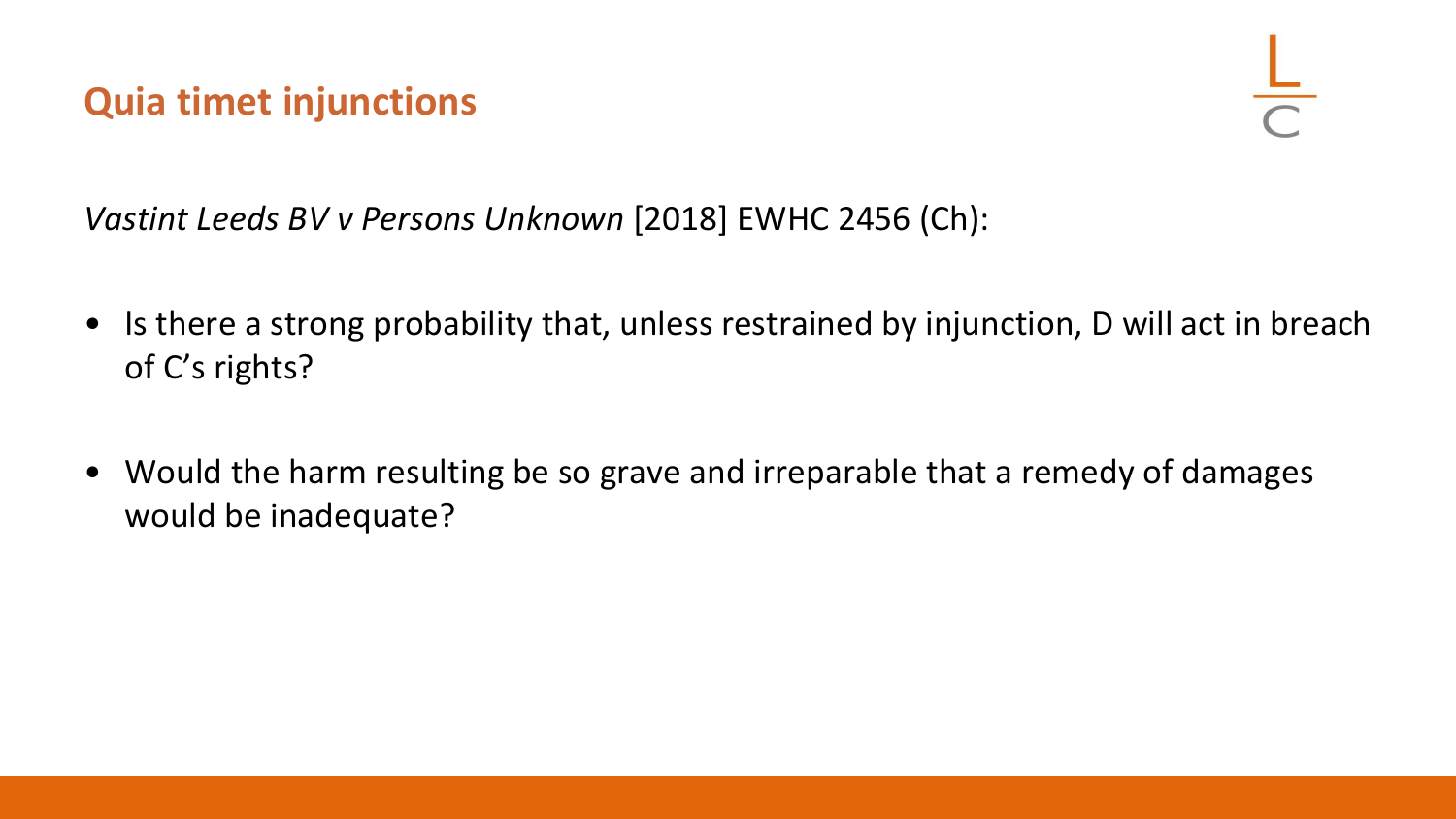## Quia timet injunctions

*Vastint Leeds BV v Persons Unknown* [2018] EWHC 2456 (Ch):

- Is there a strong probability that, unless restrained by injunction, D will act in breach of C's rights?
- Would the harm resulting be so grave and irreparable that a remedy of damages would be inadequate?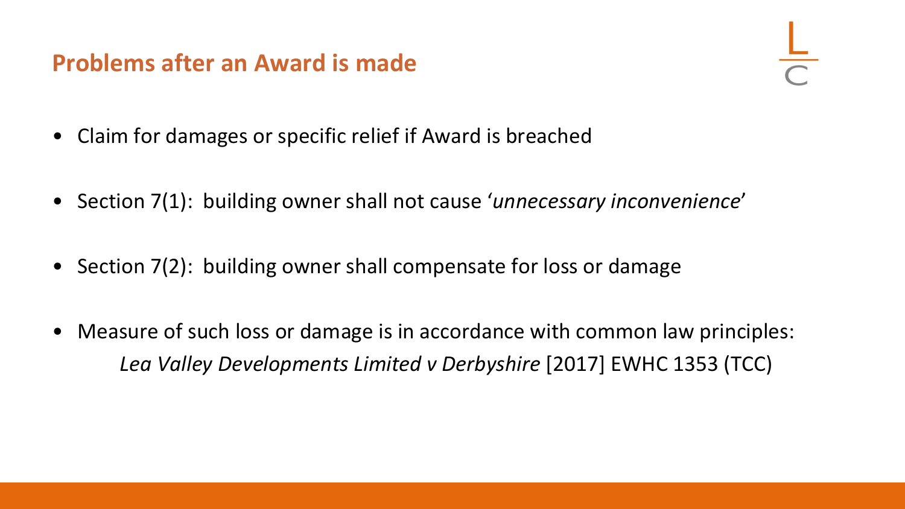## Problems after an Award is made

- Claim for damages or specific relief if Award is breached
- Section 7(1): building owner shall not cause '*unnecessary inconvenience*'
- Section 7(2): building owner shall compensate for loss or damage
- Measure of such loss or damage is in accordance with common law principles: *Lea Valley Developments Limited v Derbyshire* [2017] EWHC 1353 (TCC)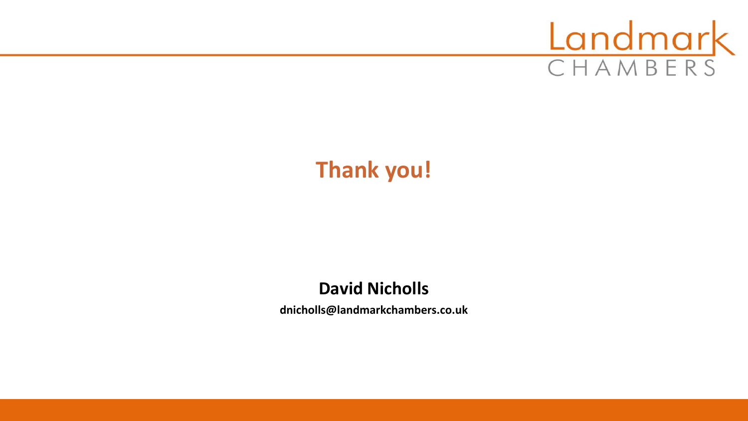Landmark
CHAMBERS

# Thank you!

**David Nicholls**

**dnicholls@landmarkchambers.co.uk**